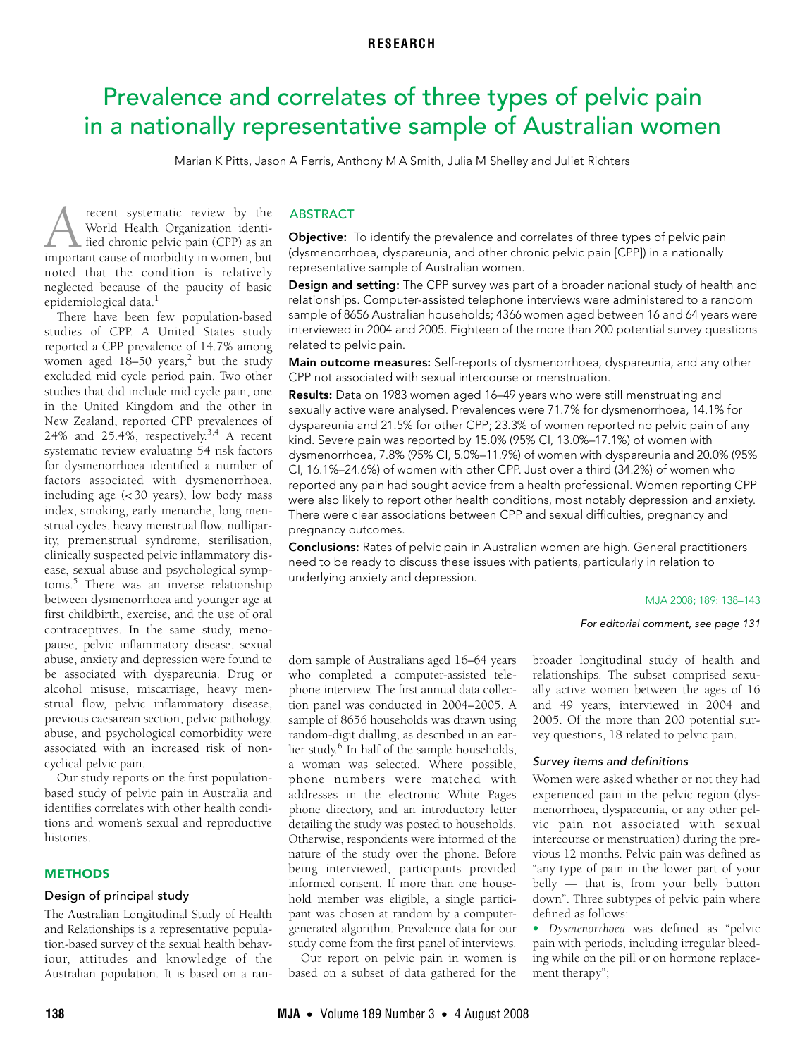RESEARCH

# Prevalence and correlates of three types of pelvic pain in a nationally representative sample of Australian women

Marian K Pitts, Jason A Ferris, Anthony M A Smith, Julia M Shelley and Juliet Richters

## ABSTRACT

**Objective:** To identify the prevalence and correlates of three types of pelvic pain (dysmenorrhoea, dyspareunia, and other chronic pelvic pain [CPP]) in a nationally representative sample of Australian women.

**Design and setting:** The CPP survey was part of a broader national study of health and relationships. Computer-assisted telephone interviews were administered to a random sample of 8656 Australian households; 4366 women aged between 16 and 64 years were interviewed in 2004 and 2005. Eighteen of the more than 200 potential survey questions related to pelvic pain.

**Main outcome measures:** Self-reports of dysmenorrhoea, dyspareunia, and any other CPP not associated with sexual intercourse or menstruation.

**Results:** Data on 1983 women aged 16–49 years who were still menstruating and sexually active were analysed. Prevalences were 71.7% for dysmenorrhoea, 14.1% for dyspareunia and 21.5% for other CPP; 23.3% of women reported no pelvic pain of any kind. Severe pain was reported by 15.0% (95% CI, 13.0%–17.1%) of women with dysmenorrhoea, 7.8% (95% CI, 5.0%–11.9%) of women with dyspareunia and 20.0% (95% CI, 16.1%–24.6%) of women with other CPP. Just over a third (34.2%) of women who reported any pain had sought advice from a health professional. Women reporting CPP were also likely to report other health conditions, most notably depression and anxiety. There were clear associations between CPP and sexual difficulties, pregnancy and pregnancy outcomes.

**Conclusions:** Rates of pelvic pain in Australian women are high. General practitioners need to be ready to discuss these issues with patients, particularly in relation to underlying anxiety and depression.

MJA 2008; 189: 138–143

*For editorial comment, see page 131*

A recent systematic review by the World Health Organization identified chronic pelvic pain (CPP) as an important cause of morbidity in women, but noted that the condition is relatively neglected because of the paucity of basic epidemiological data.[1]

There have been few population-based studies of CPP. A United States study reported a CPP prevalence of 14.7% among women aged 18–50 years,[2] but the study excluded mid cycle period pain. Two other studies that did include mid cycle pain, one in the United Kingdom and the other in New Zealand, reported CPP prevalences of 24% and 25.4%, respectively.[3,4] A recent systematic review evaluating 54 risk factors for dysmenorrhoea identified a number of factors associated with dysmenorrhoea, including age (< 30 years), low body mass index, smoking, early menarche, long menstrual cycles, heavy menstrual flow, nulliparity, premenstrual syndrome, sterilisation, clinically suspected pelvic inflammatory disease, sexual abuse and psychological symptoms.[5] There was an inverse relationship between dysmenorrhoea and younger age at first childbirth, exercise, and the use of oral contraceptives. In the same study, menopause, pelvic inflammatory disease, sexual abuse, anxiety and depression were found to be associated with dyspareunia. Drug or alcohol misuse, miscarriage, heavy menstrual flow, pelvic inflammatory disease, previous caesarean section, pelvic pathology, abuse, and psychological comorbidity were associated with an increased risk of non-cyclical pelvic pain.

Our study reports on the first population-based study of pelvic pain in Australia and identifies correlates with other health conditions and women's sexual and reproductive histories.

## METHODS

### Design of principal study

The Australian Longitudinal Study of Health and Relationships is a representative population-based survey of the sexual health behaviour, attitudes and knowledge of the Australian population. It is based on a random sample of Australians aged 16–64 years who completed a computer-assisted telephone interview. The first annual data collection panel was conducted in 2004–2005. A sample of 8656 households was drawn using random-digit dialling, as described in an earlier study.[6] In half of the sample households, a woman was selected. Where possible, phone numbers were matched with addresses in the electronic White Pages phone directory, and an introductory letter detailing the study was posted to households. Otherwise, respondents were informed of the nature of the study over the phone. Before being interviewed, participants provided informed consent. If more than one household member was eligible, a single participant was chosen at random by a computer-generated algorithm. Prevalence data for our study come from the first panel of interviews.

Our report on pelvic pain in women is based on a subset of data gathered for the broader longitudinal study of health and relationships. The subset comprised sexually active women between the ages of 16 and 49 years, interviewed in 2004 and 2005. Of the more than 200 potential survey questions, 18 related to pelvic pain.

### Survey items and definitions

Women were asked whether or not they had experienced pain in the pelvic region (dysmenorrhoea, dyspareunia, or any other pelvic pain not associated with sexual intercourse or menstruation) during the previous 12 months. Pelvic pain was defined as "any type of pain in the lower part of your belly — that is, from your belly button down". Three subtypes of pelvic pain where defined as follows:

- *Dysmenorrhoea* was defined as "pelvic pain with periods, including irregular bleeding while on the pill or on hormone replacement therapy";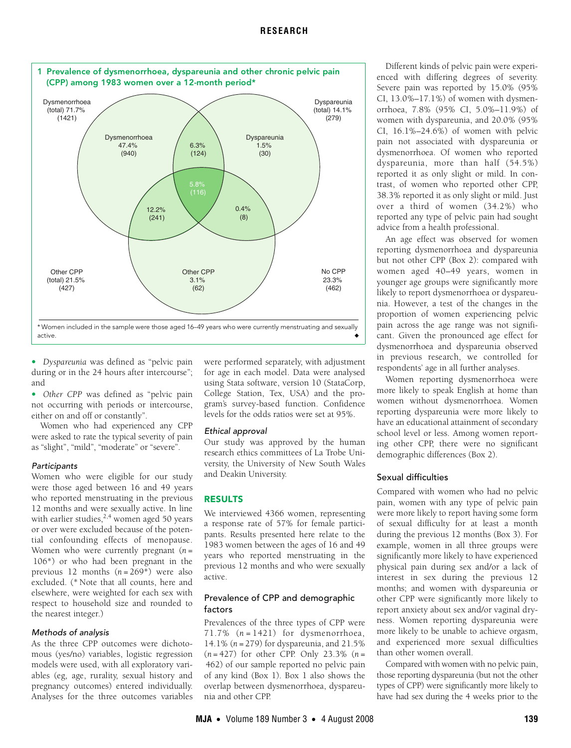**1 Prevalence of dysmenorrhoea, dyspareunia and other chronic pelvic pain (CPP) among 1983 women over a 12-month period***

Dysmenorrhoea (total) 71.7% (1421)

Dyspareunia (total) 14.1% (279)

Other CPP (total) 21.5% (427)

No CPP 23.3% (462)

Dysmenorrhoea 47.4% (940)

Dyspareunia 1.5% (30)

Other CPP 3.1% (62)

6.3% (124)

5.8% (116)

12.2% (241)

0.4% (8)

* Women included in the sample were those aged 16–49 years who were currently menstruating and sexually active. ◆

- *Dyspareunia* was defined as "pelvic pain during or in the 24 hours after intercourse"; and
- *Other CPP* was defined as "pelvic pain not occurring with periods or intercourse, either on and off or constantly".

Women who had experienced any CPP were asked to rate the typical severity of pain as "slight", "mild", "moderate" or "severe".

### Participants

Women who were eligible for our study were those aged between 16 and 49 years who reported menstruating in the previous 12 months and were sexually active. In line with earlier studies,[2,4] women aged 50 years or over were excluded because of the potential confounding effects of menopause. Women who were currently pregnant ($n$ = 106*) or who had been pregnant in the previous 12 months ($n$ = 269*) were also excluded. (* Note that all counts, here and elsewhere, were weighted for each sex with respect to household size and rounded to the nearest integer.)

### Methods of analysis

As the three CPP outcomes were dichotomous (yes/no) variables, logistic regression models were used, with all exploratory variables (eg, age, rurality, sexual history and pregnancy outcomes) entered individually. Analyses for the three outcomes variables were performed separately, with adjustment for age in each model. Data were analysed using Stata software, version 10 (StataCorp, College Station, Tex, USA) and the program's survey-based function. Confidence levels for the odds ratios were set at 95%.

### Ethical approval

Our study was approved by the human research ethics committees of La Trobe University, the University of New South Wales and Deakin University.

## RESULTS

We interviewed 4366 women, representing a response rate of 57% for female participants. Results presented here relate to the 1983 women between the ages of 16 and 49 years who reported menstruating in the previous 12 months and who were sexually active.

### Prevalence of CPP and demographic factors

Prevalences of the three types of CPP were 71.7% ($n$ = 1421) for dysmenorrhoea, 14.1% ($n$ = 279) for dyspareunia, and 21.5% ($n$ = 427) for other CPP. Only 23.3% ($n$ = 462) of our sample reported no pelvic pain of any kind (Box 1). Box 1 also shows the overlap between dysmenorrhoea, dyspareunia and other CPP.

Different kinds of pelvic pain were experienced with differing degrees of severity. Severe pain was reported by 15.0% (95% CI, 13.0%–17.1%) of women with dysmenorrhoea, 7.8% (95% CI, 5.0%–11.9%) of women with dyspareunia, and 20.0% (95% CI, 16.1%–24.6%) of women with pelvic pain not associated with dyspareunia or dysmenorrhoea. Of women who reported dyspareunia, more than half (54.5%) reported it as only slight or mild. In contrast, of women who reported other CPP, 38.3% reported it as only slight or mild. Just over a third of women (34.2%) who reported any type of pelvic pain had sought advice from a health professional.

An age effect was observed for women reporting dysmenorrhoea and dyspareunia but not other CPP (Box 2): compared with women aged 40–49 years, women in younger age groups were significantly more likely to report dysmenorrhoea or dyspareunia. However, a test of the changes in the proportion of women experiencing pelvic pain across the age range was not significant. Given the pronounced age effect for dysmenorrhoea and dyspareunia observed in previous research, we controlled for respondents' age in all further analyses.

Women reporting dysmenorrhoea were more likely to speak English at home than women without dysmenorrhoea. Women reporting dyspareunia were more likely to have an educational attainment of secondary school level or less. Among women reporting other CPP, there were no significant demographic differences (Box 2).

### Sexual difficulties

Compared with women who had no pelvic pain, women with any type of pelvic pain were more likely to report having some form of sexual difficulty for at least a month during the previous 12 months (Box 3). For example, women in all three groups were significantly more likely to have experienced physical pain during sex and/or a lack of interest in sex during the previous 12 months; and women with dyspareunia or other CPP were significantly more likely to report anxiety about sex and/or vaginal dryness. Women reporting dyspareunia were more likely to be unable to achieve orgasm, and experienced more sexual difficulties than other women overall.

Compared with women with no pelvic pain, those reporting dyspareunia (but not the other types of CPP) were significantly more likely to have had sex during the 4 weeks prior to the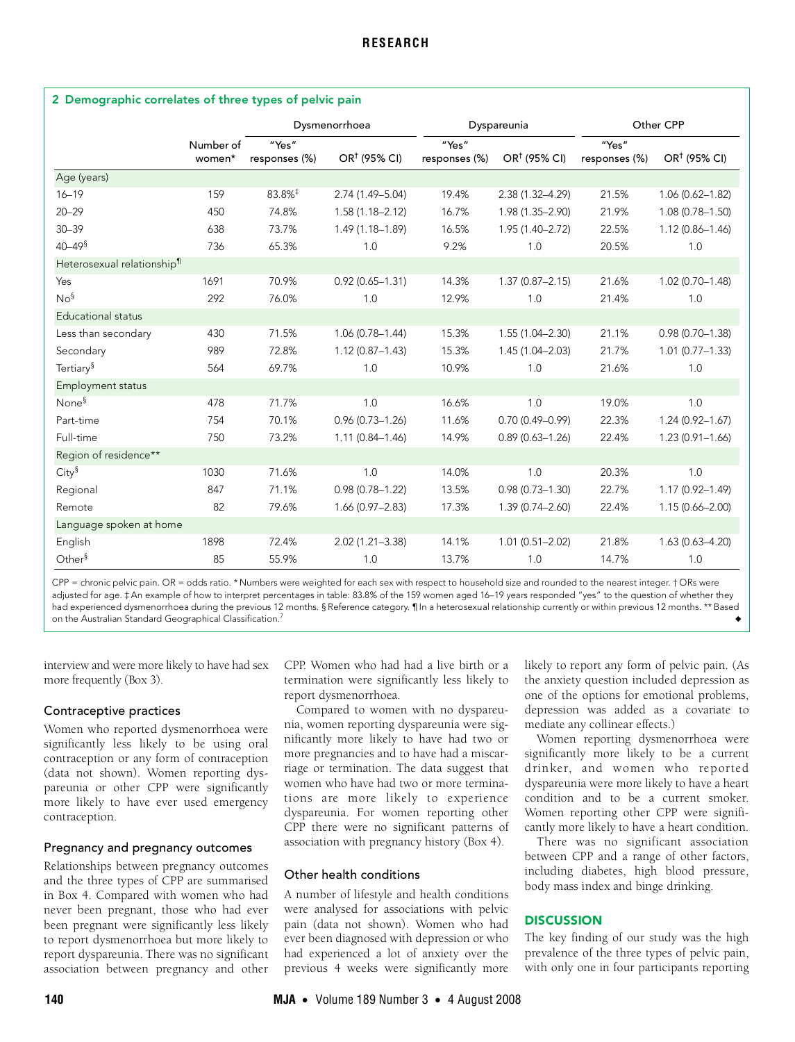**2 Demographic correlates of three types of pelvic pain**

| | Number of women* | Dysmenorrhoea | | Dyspareunia | | Other CPP | |
|---|---|---|---|---|---|---|---|
| | | "Yes" responses (%) | OR† (95% CI) | "Yes" responses (%) | OR† (95% CI) | "Yes" responses (%) | OR† (95% CI) |
| **Age (years)** | | | | | | | |
| 16–19 | 159 | 83.8%‡ | 2.74 (1.49–5.04) | 19.4% | 2.38 (1.32–4.29) | 21.5% | 1.06 (0.62–1.82) |
| 20–29 | 450 | 74.8% | 1.58 (1.18–2.12) | 16.7% | 1.98 (1.35–2.90) | 21.9% | 1.08 (0.78–1.50) |
| 30–39 | 638 | 73.7% | 1.49 (1.18–1.89) | 16.5% | 1.95 (1.40–2.72) | 22.5% | 1.12 (0.86–1.46) |
| 40–49§ | 736 | 65.3% | 1.0 | 9.2% | 1.0 | 20.5% | 1.0 |
| **Heterosexual relationship¶** | | | | | | | |
| Yes | 1691 | 70.9% | 0.92 (0.65–1.31) | 14.3% | 1.37 (0.87–2.15) | 21.6% | 1.02 (0.70–1.48) |
| No§ | 292 | 76.0% | 1.0 | 12.9% | 1.0 | 21.4% | 1.0 |
| **Educational status** | | | | | | | |
| Less than secondary | 430 | 71.5% | 1.06 (0.78–1.44) | 15.3% | 1.55 (1.04–2.30) | 21.1% | 0.98 (0.70–1.38) |
| Secondary | 989 | 72.8% | 1.12 (0.87–1.43) | 15.3% | 1.45 (1.04–2.03) | 21.7% | 1.01 (0.77–1.33) |
| Tertiary§ | 564 | 69.7% | 1.0 | 10.9% | 1.0 | 21.6% | 1.0 |
| **Employment status** | | | | | | | |
| None§ | 478 | 71.7% | 1.0 | 16.6% | 1.0 | 19.0% | 1.0 |
| Part-time | 754 | 70.1% | 0.96 (0.73–1.26) | 11.6% | 0.70 (0.49–0.99) | 22.3% | 1.24 (0.92–1.67) |
| Full-time | 750 | 73.2% | 1.11 (0.84–1.46) | 14.9% | 0.89 (0.63–1.26) | 22.4% | 1.23 (0.91–1.66) |
| **Region of residence**** | | | | | | | |
| City§ | 1030 | 71.6% | 1.0 | 14.0% | 1.0 | 20.3% | 1.0 |
| Regional | 847 | 71.1% | 0.98 (0.78–1.22) | 13.5% | 0.98 (0.73–1.30) | 22.7% | 1.17 (0.92–1.49) |
| Remote | 82 | 79.6% | 1.66 (0.97–2.83) | 17.3% | 1.39 (0.74–2.60) | 22.4% | 1.15 (0.66–2.00) |
| **Language spoken at home** | | | | | | | |
| English | 1898 | 72.4% | 2.02 (1.21–3.38) | 14.1% | 1.01 (0.51–2.02) | 21.8% | 1.63 (0.63–4.20) |
| Other§ | 85 | 55.9% | 1.0 | 13.7% | 1.0 | 14.7% | 1.0 |

CPP = chronic pelvic pain. OR = odds ratio. * Numbers were weighted for each sex with respect to household size and rounded to the nearest integer. † ORs were adjusted for age. ‡ An example of how to interpret percentages in table: 83.8% of the 159 women aged 16–19 years responded "yes" to the question of whether they had experienced dysmenorrhoea during the previous 12 months. § Reference category. ¶ In a heterosexual relationship currently or within previous 12 months. ** Based on the Australian Standard Geographical Classification.[7]

interview and were more likely to have had sex more frequently (Box 3).

### Contraceptive practices

Women who reported dysmenorrhoea were significantly less likely to be using oral contraception or any form of contraception (data not shown). Women reporting dyspareunia or other CPP were significantly more likely to have ever used emergency contraception.

### Pregnancy and pregnancy outcomes

Relationships between pregnancy outcomes and the three types of CPP are summarised in Box 4. Compared with women who had never been pregnant, those who had ever been pregnant were significantly less likely to report dysmenorrhoea but more likely to report dyspareunia. There was no significant association between pregnancy and other CPP. Women who had had a live birth or a termination were significantly less likely to report dysmenorrhoea.

Compared to women with no dyspareunia, women reporting dyspareunia were significantly more likely to have had two or more pregnancies and to have had a miscarriage or termination. The data suggest that women who have had two or more terminations are more likely to experience dyspareunia. For women reporting other CPP there were no significant patterns of association with pregnancy history (Box 4).

### Other health conditions

A number of lifestyle and health conditions were analysed for associations with pelvic pain (data not shown). Women who had ever been diagnosed with depression or who had experienced a lot of anxiety over the previous 4 weeks were significantly more likely to report any form of pelvic pain. (As the anxiety question included depression as one of the options for emotional problems, depression was added as a covariate to mediate any collinear effects.)

Women reporting dysmenorrhoea were significantly more likely to be a current drinker, and women who reported dyspareunia were more likely to have a heart condition and to be a current smoker. Women reporting other CPP were significantly more likely to have a heart condition.

There was no significant association between CPP and a range of other factors, including diabetes, high blood pressure, body mass index and binge drinking.

## DISCUSSION

The key finding of our study was the high prevalence of the three types of pelvic pain, with only one in four participants reporting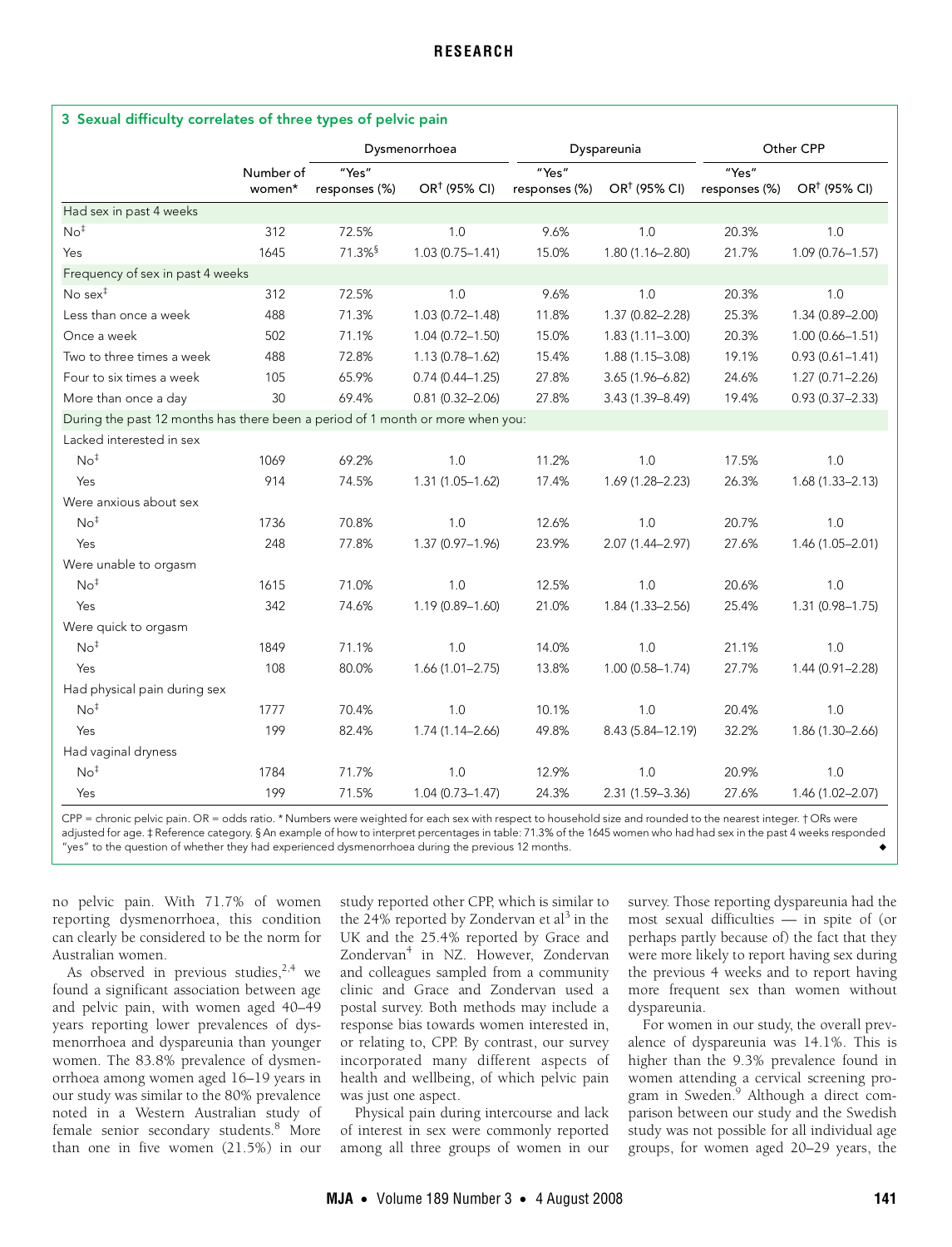## 3 Sexual difficulty correlates of three types of pelvic pain

| | Number of women* | Dysmenorrhoea | | Dyspareunia | | Other CPP | |
|---|---|---|---|---|---|---|---|
| | | "Yes" responses (%) | OR† (95% CI) | "Yes" responses (%) | OR† (95% CI) | "Yes" responses (%) | OR† (95% CI) |
| **Had sex in past 4 weeks** | | | | | | | |
| No‡ | 312 | 72.5% | 1.0 | 9.6% | 1.0 | 20.3% | 1.0 |
| Yes | 1645 | 71.3%§ | 1.03 (0.75–1.41) | 15.0% | 1.80 (1.16–2.80) | 21.7% | 1.09 (0.76–1.57) |
| **Frequency of sex in past 4 weeks** | | | | | | | |
| No sex‡ | 312 | 72.5% | 1.0 | 9.6% | 1.0 | 20.3% | 1.0 |
| Less than once a week | 488 | 71.3% | 1.03 (0.72–1.48) | 11.8% | 1.37 (0.82–2.28) | 25.3% | 1.34 (0.89–2.00) |
| Once a week | 502 | 71.1% | 1.04 (0.72–1.50) | 15.0% | 1.83 (1.11–3.00) | 20.3% | 1.00 (0.66–1.51) |
| Two to three times a week | 488 | 72.8% | 1.13 (0.78–1.62) | 15.4% | 1.88 (1.15–3.08) | 19.1% | 0.93 (0.61–1.41) |
| Four to six times a week | 105 | 65.9% | 0.74 (0.44–1.25) | 27.8% | 3.65 (1.96–6.82) | 24.6% | 1.27 (0.71–2.26) |
| More than once a day | 30 | 69.4% | 0.81 (0.32–2.06) | 27.8% | 3.43 (1.39–8.49) | 19.4% | 0.93 (0.37–2.33) |
| **During the past 12 months has there been a period of 1 month or more when you:** | | | | | | | |
| Lacked interested in sex | | | | | | | |
| No‡ | 1069 | 69.2% | 1.0 | 11.2% | 1.0 | 17.5% | 1.0 |
| Yes | 914 | 74.5% | 1.31 (1.05–1.62) | 17.4% | 1.69 (1.28–2.23) | 26.3% | 1.68 (1.33–2.13) |
| Were anxious about sex | | | | | | | |
| No‡ | 1736 | 70.8% | 1.0 | 12.6% | 1.0 | 20.7% | 1.0 |
| Yes | 248 | 77.8% | 1.37 (0.97–1.96) | 23.9% | 2.07 (1.44–2.97) | 27.6% | 1.46 (1.05–2.01) |
| Were unable to orgasm | | | | | | | |
| No‡ | 1615 | 71.0% | 1.0 | 12.5% | 1.0 | 20.6% | 1.0 |
| Yes | 342 | 74.6% | 1.19 (0.89–1.60) | 21.0% | 1.84 (1.33–2.56) | 25.4% | 1.31 (0.98–1.75) |
| Were quick to orgasm | | | | | | | |
| No‡ | 1849 | 71.1% | 1.0 | 14.0% | 1.0 | 21.1% | 1.0 |
| Yes | 108 | 80.0% | 1.66 (1.01–2.75) | 13.8% | 1.00 (0.58–1.74) | 27.7% | 1.44 (0.91–2.28) |
| Had physical pain during sex | | | | | | | |
| No‡ | 1777 | 70.4% | 1.0 | 10.1% | 1.0 | 20.4% | 1.0 |
| Yes | 199 | 82.4% | 1.74 (1.14–2.66) | 49.8% | 8.43 (5.84–12.19) | 32.2% | 1.86 (1.30–2.66) |
| Had vaginal dryness | | | | | | | |
| No‡ | 1784 | 71.7% | 1.0 | 12.9% | 1.0 | 20.9% | 1.0 |
| Yes | 199 | 71.5% | 1.04 (0.73–1.47) | 24.3% | 2.31 (1.59–3.36) | 27.6% | 1.46 (1.02–2.07) |

CPP = chronic pelvic pain. OR = odds ratio. * Numbers were weighted for each sex with respect to household size and rounded to the nearest integer. † ORs were adjusted for age. ‡ Reference category. § An example of how to interpret percentages in table: 71.3% of the 1645 women who had had sex in the past 4 weeks responded "yes" to the question of whether they had experienced dysmenorrhoea during the previous 12 months. ◆

no pelvic pain. With 71.7% of women reporting dysmenorrhoea, this condition can clearly be considered to be the norm for Australian women.

As observed in previous studies,[2,4] we found a significant association between age and pelvic pain, with women aged 40–49 years reporting lower prevalences of dysmenorrhoea and dyspareunia than younger women. The 83.8% prevalence of dysmenorrhoea among women aged 16–19 years in our study was similar to the 80% prevalence noted in a Western Australian study of female senior secondary students.[8] More than one in five women (21.5%) in our study reported other CPP, which is similar to the 24% reported by Zondervan et al[3] in the UK and the 25.4% reported by Grace and Zondervan[4] in NZ. However, Zondervan and colleagues sampled from a community clinic and Grace and Zondervan used a postal survey. Both methods may include a response bias towards women interested in, or relating to, CPP. By contrast, our survey incorporated many different aspects of health and wellbeing, of which pelvic pain was just one aspect.

Physical pain during intercourse and lack of interest in sex were commonly reported among all three groups of women in our survey. Those reporting dyspareunia had the most sexual difficulties — in spite of (or perhaps partly because of) the fact that they were more likely to report having sex during the previous 4 weeks and to report having more frequent sex than women without dyspareunia.

For women in our study, the overall prevalence of dyspareunia was 14.1%. This is higher than the 9.3% prevalence found in women attending a cervical screening program in Sweden.[9] Although a direct comparison between our study and the Swedish study was not possible for all individual age groups, for women aged 20–29 years, the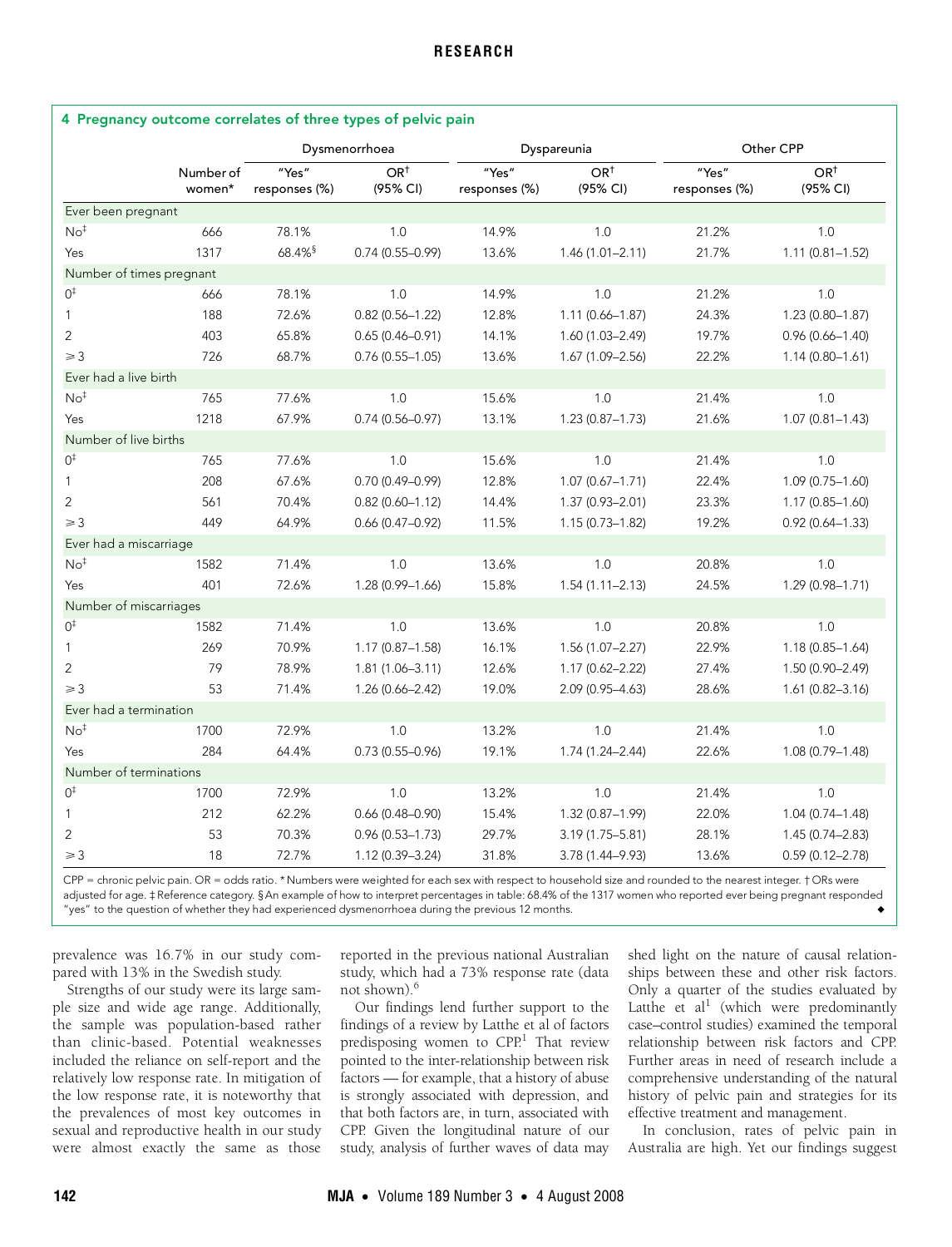### 4 Pregnancy outcome correlates of three types of pelvic pain

| | Number of women* | Dysmenorrhoea | | Dyspareunia | | Other CPP | |
|---|---|---|---|---|---|---|---|
| | | "Yes" responses (%) | OR† (95% CI) | "Yes" responses (%) | OR† (95% CI) | "Yes" responses (%) | OR† (95% CI) |
| **Ever been pregnant** | | | | | | | |
| No‡ | 666 | 78.1% | 1.0 | 14.9% | 1.0 | 21.2% | 1.0 |
| Yes | 1317 | 68.4%§ | 0.74 (0.55–0.99) | 13.6% | 1.46 (1.01–2.11) | 21.7% | 1.11 (0.81–1.52) |
| **Number of times pregnant** | | | | | | | |
| 0‡ | 666 | 78.1% | 1.0 | 14.9% | 1.0 | 21.2% | 1.0 |
| 1 | 188 | 72.6% | 0.82 (0.56–1.22) | 12.8% | 1.11 (0.66–1.87) | 24.3% | 1.23 (0.80–1.87) |
| 2 | 403 | 65.8% | 0.65 (0.46–0.91) | 14.1% | 1.60 (1.03–2.49) | 19.7% | 0.96 (0.66–1.40) |
| ≥ 3 | 726 | 68.7% | 0.76 (0.55–1.05) | 13.6% | 1.67 (1.09–2.56) | 22.2% | 1.14 (0.80–1.61) |
| **Ever had a live birth** | | | | | | | |
| No‡ | 765 | 77.6% | 1.0 | 15.6% | 1.0 | 21.4% | 1.0 |
| Yes | 1218 | 67.9% | 0.74 (0.56–0.97) | 13.1% | 1.23 (0.87–1.73) | 21.6% | 1.07 (0.81–1.43) |
| **Number of live births** | | | | | | | |
| 0‡ | 765 | 77.6% | 1.0 | 15.6% | 1.0 | 21.4% | 1.0 |
| 1 | 208 | 67.6% | 0.70 (0.49–0.99) | 12.8% | 1.07 (0.67–1.71) | 22.4% | 1.09 (0.75–1.60) |
| 2 | 561 | 70.4% | 0.82 (0.60–1.12) | 14.4% | 1.37 (0.93–2.01) | 23.3% | 1.17 (0.85–1.60) |
| ≥ 3 | 449 | 64.9% | 0.66 (0.47–0.92) | 11.5% | 1.15 (0.73–1.82) | 19.2% | 0.92 (0.64–1.33) |
| **Ever had a miscarriage** | | | | | | | |
| No‡ | 1582 | 71.4% | 1.0 | 13.6% | 1.0 | 20.8% | 1.0 |
| Yes | 401 | 72.6% | 1.28 (0.99–1.66) | 15.8% | 1.54 (1.11–2.13) | 24.5% | 1.29 (0.98–1.71) |
| **Number of miscarriages** | | | | | | | |
| 0‡ | 1582 | 71.4% | 1.0 | 13.6% | 1.0 | 20.8% | 1.0 |
| 1 | 269 | 70.9% | 1.17 (0.87–1.58) | 16.1% | 1.56 (1.07–2.27) | 22.9% | 1.18 (0.85–1.64) |
| 2 | 79 | 78.9% | 1.81 (1.06–3.11) | 12.6% | 1.17 (0.62–2.22) | 27.4% | 1.50 (0.90–2.49) |
| ≥ 3 | 53 | 71.4% | 1.26 (0.66–2.42) | 19.0% | 2.09 (0.95–4.63) | 28.6% | 1.61 (0.82–3.16) |
| **Ever had a termination** | | | | | | | |
| No‡ | 1700 | 72.9% | 1.0 | 13.2% | 1.0 | 21.4% | 1.0 |
| Yes | 284 | 64.4% | 0.73 (0.55–0.96) | 19.1% | 1.74 (1.24–2.44) | 22.6% | 1.08 (0.79–1.48) |
| **Number of terminations** | | | | | | | |
| 0‡ | 1700 | 72.9% | 1.0 | 13.2% | 1.0 | 21.4% | 1.0 |
| 1 | 212 | 62.2% | 0.66 (0.48–0.90) | 15.4% | 1.32 (0.87–1.99) | 22.0% | 1.04 (0.74–1.48) |
| 2 | 53 | 70.3% | 0.96 (0.53–1.73) | 29.7% | 3.19 (1.75–5.81) | 28.1% | 1.45 (0.74–2.83) |
| ≥ 3 | 18 | 72.7% | 1.12 (0.39–3.24) | 31.8% | 3.78 (1.44–9.93) | 13.6% | 0.59 (0.12–2.78) |

CPP = chronic pelvic pain. OR = odds ratio. * Numbers were weighted for each sex with respect to household size and rounded to the nearest integer. † ORs were adjusted for age. ‡ Reference category. § An example of how to interpret percentages in table: 68.4% of the 1317 women who reported ever being pregnant responded "yes" to the question of whether they had experienced dysmenorrhoea during the previous 12 months. ◆

prevalence was 16.7% in our study compared with 13% in the Swedish study.

Strengths of our study were its large sample size and wide age range. Additionally, the sample was population-based rather than clinic-based. Potential weaknesses included the reliance on self-report and the relatively low response rate. In mitigation of the low response rate, it is noteworthy that the prevalences of most key outcomes in sexual and reproductive health in our study were almost exactly the same as those reported in the previous national Australian study, which had a 73% response rate (data not shown).[6]

Our findings lend further support to the findings of a review by Latthe et al of factors predisposing women to CPP.[1] That review pointed to the inter-relationship between risk factors — for example, that a history of abuse is strongly associated with depression, and that both factors are, in turn, associated with CPP. Given the longitudinal nature of our study, analysis of further waves of data may shed light on the nature of causal relationships between these and other risk factors. Only a quarter of the studies evaluated by Latthe et al[1] (which were predominantly case–control studies) examined the temporal relationship between risk factors and CPP. Further areas in need of research include a comprehensive understanding of the natural history of pelvic pain and strategies for its effective treatment and management.

In conclusion, rates of pelvic pain in Australia are high. Yet our findings suggest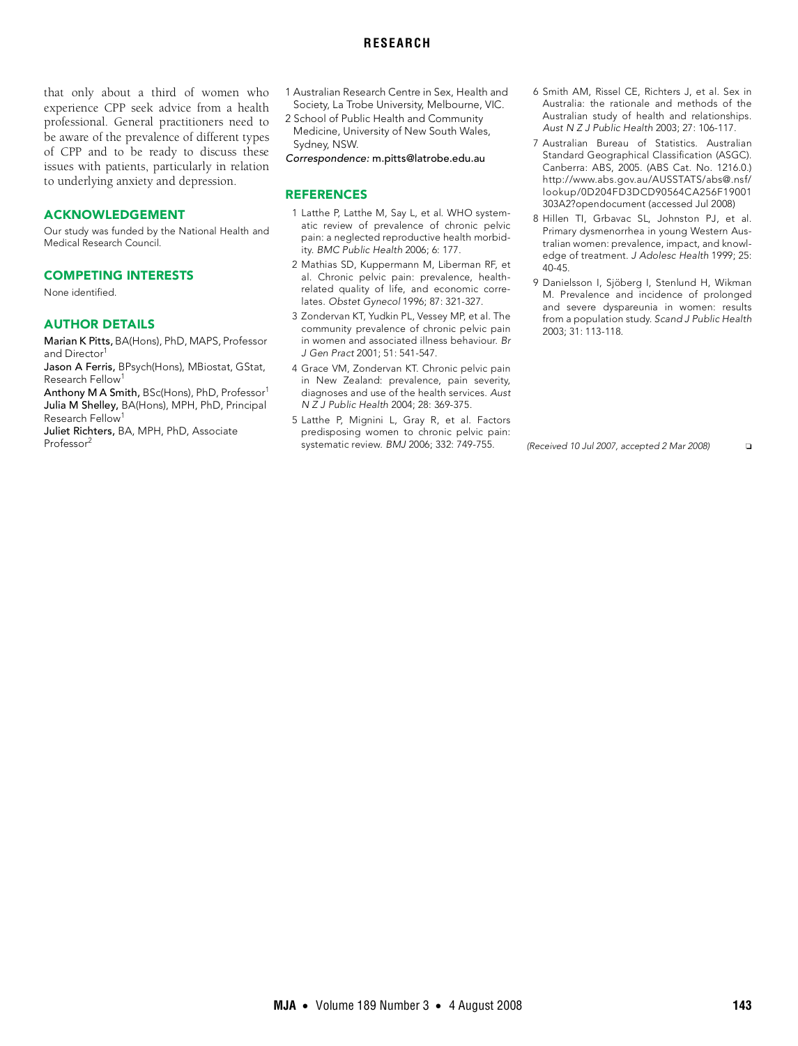that only about a third of women who experience CPP seek advice from a health professional. General practitioners need to be aware of the prevalence of different types of CPP and to be ready to discuss these issues with patients, particularly in relation to underlying anxiety and depression.

## ACKNOWLEDGEMENT

Our study was funded by the National Health and Medical Research Council.

## COMPETING INTERESTS

None identified.

## AUTHOR DETAILS

**Marian K Pitts,** BA(Hons), PhD, MAPS, Professor and Director[1]
**Jason A Ferris,** BPsych(Hons), MBiostat, GStat, Research Fellow[1]
**Anthony M A Smith,** BSc(Hons), PhD, Professor[1]
**Julia M Shelley,** BA(Hons), MPH, PhD, Principal Research Fellow[1]
**Juliet Richters,** BA, MPH, PhD, Associate Professor[2]

1 Australian Research Centre in Sex, Health and Society, La Trobe University, Melbourne, VIC.
2 School of Public Health and Community Medicine, University of New South Wales, Sydney, NSW.

*Correspondence:* m.pitts@latrobe.edu.au

## REFERENCES

1 Latthe P, Latthe M, Say L, et al. WHO systematic review of prevalence of chronic pelvic pain: a neglected reproductive health morbidity. *BMC Public Health* 2006; 6: 177.

2 Mathias SD, Kuppermann M, Liberman RF, et al. Chronic pelvic pain: prevalence, health-related quality of life, and economic correlates. *Obstet Gynecol* 1996; 87: 321-327.

3 Zondervan KT, Yudkin PL, Vessey MP, et al. The community prevalence of chronic pelvic pain in women and associated illness behaviour. *Br J Gen Pract* 2001; 51: 541-547.

4 Grace VM, Zondervan KT. Chronic pelvic pain in New Zealand: prevalence, pain severity, diagnoses and use of the health services. *Aust N Z J Public Health* 2004; 28: 369-375.

5 Latthe P, Mignini L, Gray R, et al. Factors predisposing women to chronic pelvic pain: systematic review. *BMJ* 2006; 332: 749-755.

6 Smith AM, Rissel CE, Richters J, et al. Sex in Australia: the rationale and methods of the Australian study of health and relationships. *Aust N Z J Public Health* 2003; 27: 106-117.

7 Australian Bureau of Statistics. Australian Standard Geographical Classification (ASGC). Canberra: ABS, 2005. (ABS Cat. No. 1216.0.) http://www.abs.gov.au/AUSSTATS/abs@.nsf/lookup/0D204FD3DCD90564CA256F19001303A2?opendocument (accessed Jul 2008)

8 Hillen TI, Grbavac SL, Johnston PJ, et al. Primary dysmenorrhea in young Western Australian women: prevalence, impact, and knowledge of treatment. *J Adolesc Health* 1999; 25: 40-45.

9 Danielsson I, Sjöberg I, Stenlund H, Wikman M. Prevalence and incidence of prolonged and severe dyspareunia in women: results from a population study. *Scand J Public Health* 2003; 31: 113-118.

*(Received 10 Jul 2007, accepted 2 Mar 2008)*